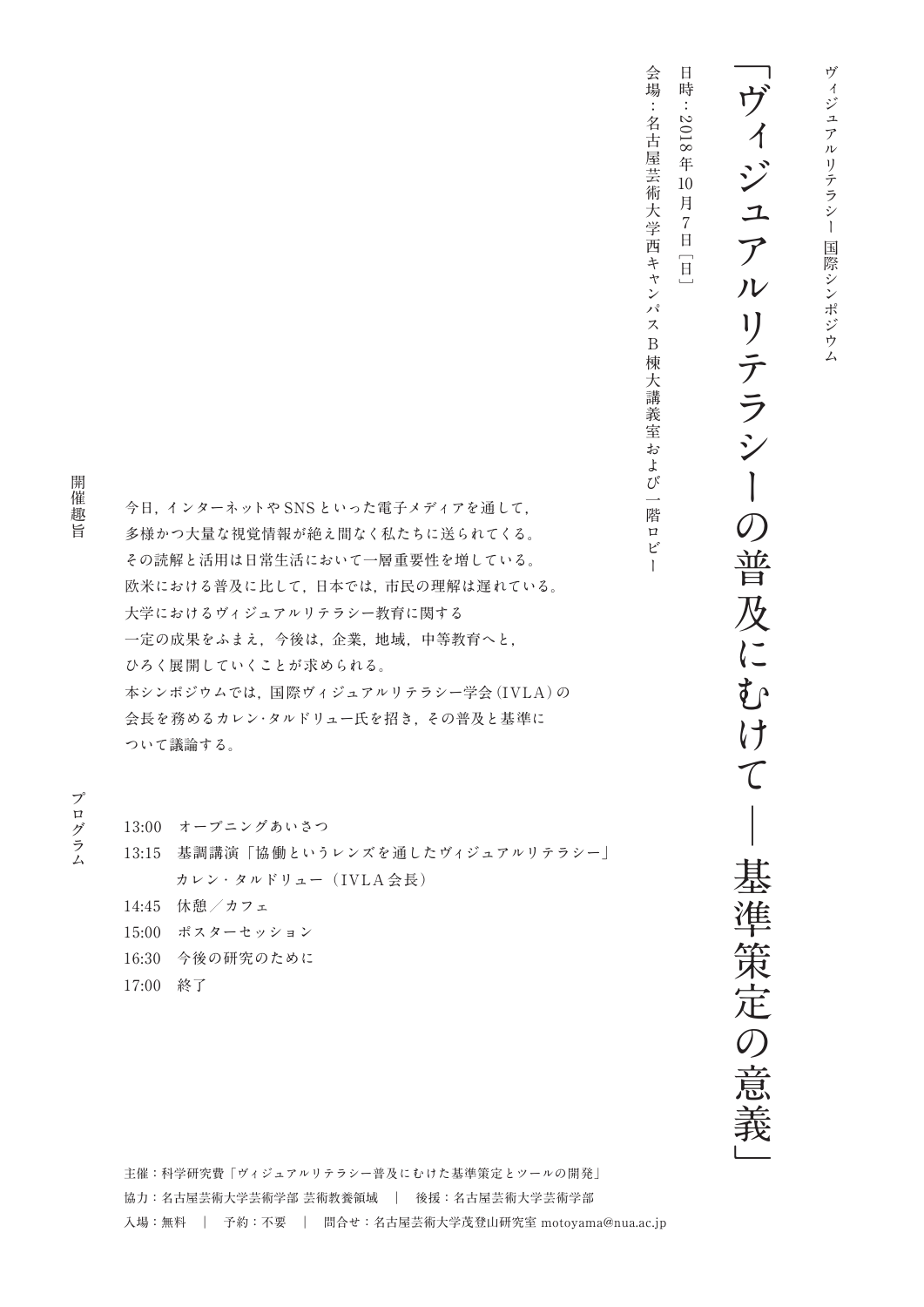ヴィジュアルリテラシー 国際シンポジウム

# 「ヴィジュアルリテラシーの普及にむけて ― 基準策定の意義」

日時：2018年10月7日［日］

会場：名古屋芸術大学西キャンパスB棟大講義室および一階ロビー

## 開催趣旨

今日，インターネットやSNSといった電子メディアを通して，
多様かつ大量な視覚情報が絶え間なく私たちに送られてくる。
その読解と活用は日常生活において一層重要性を増している。
欧米における普及に比して，日本では，市民の理解は遅れている。
大学におけるヴィジュアルリテラシー教育に関する
一定の成果をふまえ，今後は，企業，地域，中等教育へと，
ひろく展開していくことが求められる。
本シンポジウムでは，国際ヴィジュアルリテラシー学会（IVLA）の
会長を務めるカレン・タルドリュー氏を招き，その普及と基準に
ついて議論する。

## プログラム

13:00　オープニングあいさつ
13:15　基調講演「協働というレンズを通したヴィジュアルリテラシー」
　　　　カレン・タルドリュー（IVLA会長）
14:45　休憩／カフェ
15:00　ポスターセッション
16:30　今後の研究のために
17:00　終了

主催：科学研究費「ヴィジュアルリテラシー普及にむけた基準策定とツールの開発」
協力：名古屋芸術大学芸術学部 芸術教養領域　｜　後援：名古屋芸術大学芸術学部
入場：無料　｜　予約：不要　｜　問合せ：名古屋芸術大学茂登山研究室 motoyama@nua.ac.jp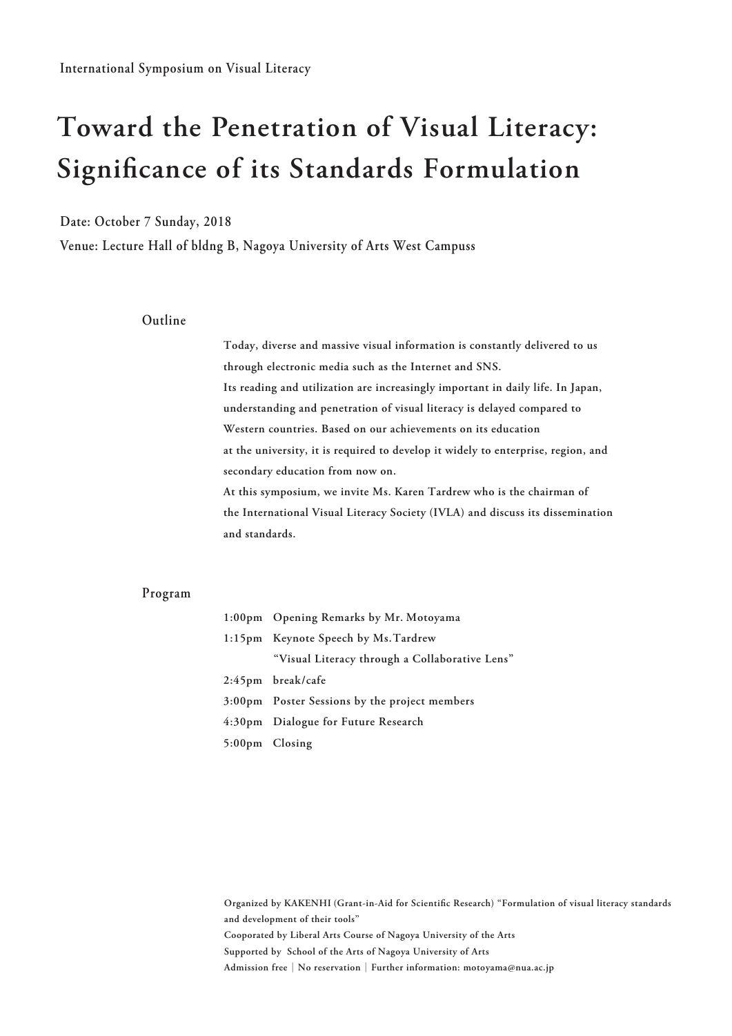International Symposium on Visual Literacy

# Toward the Penetration of Visual Literacy: Significance of its Standards Formulation

Date: October 7 Sunday, 2018

Venue: Lecture Hall of bldng B, Nagoya University of Arts West Campuss

## Outline

Today, diverse and massive visual information is constantly delivered to us through electronic media such as the Internet and SNS.
Its reading and utilization are increasingly important in daily life. In Japan, understanding and penetration of visual literacy is delayed compared to Western countries. Based on our achievements on its education at the university, it is required to develop it widely to enterprise, region, and secondary education from now on.
At this symposium, we invite Ms. Karen Tardrew who is the chairman of the International Visual Literacy Society (IVLA) and discuss its dissemination and standards.

## Program

| | |
|---|---|
| 1:00pm | Opening Remarks by Mr. Motoyama |
| 1:15pm | Keynote Speech by Ms.Tardrew<br>“Visual Literacy through a Collaborative Lens” |
| 2:45pm | break/cafe |
| 3:00pm | Poster Sessions by the project members |
| 4:30pm | Dialogue for Future Research |
| 5:00pm | Closing |

Organized by KAKENHI (Grant-in-Aid for Scientific Research) “Formulation of visual literacy standards and development of their tools”

Cooporated by Liberal Arts Course of Nagoya University of the Arts

Supported by School of the Arts of Nagoya University of Arts

Admission free | No reservation | Further information: motoyama@nua.ac.jp